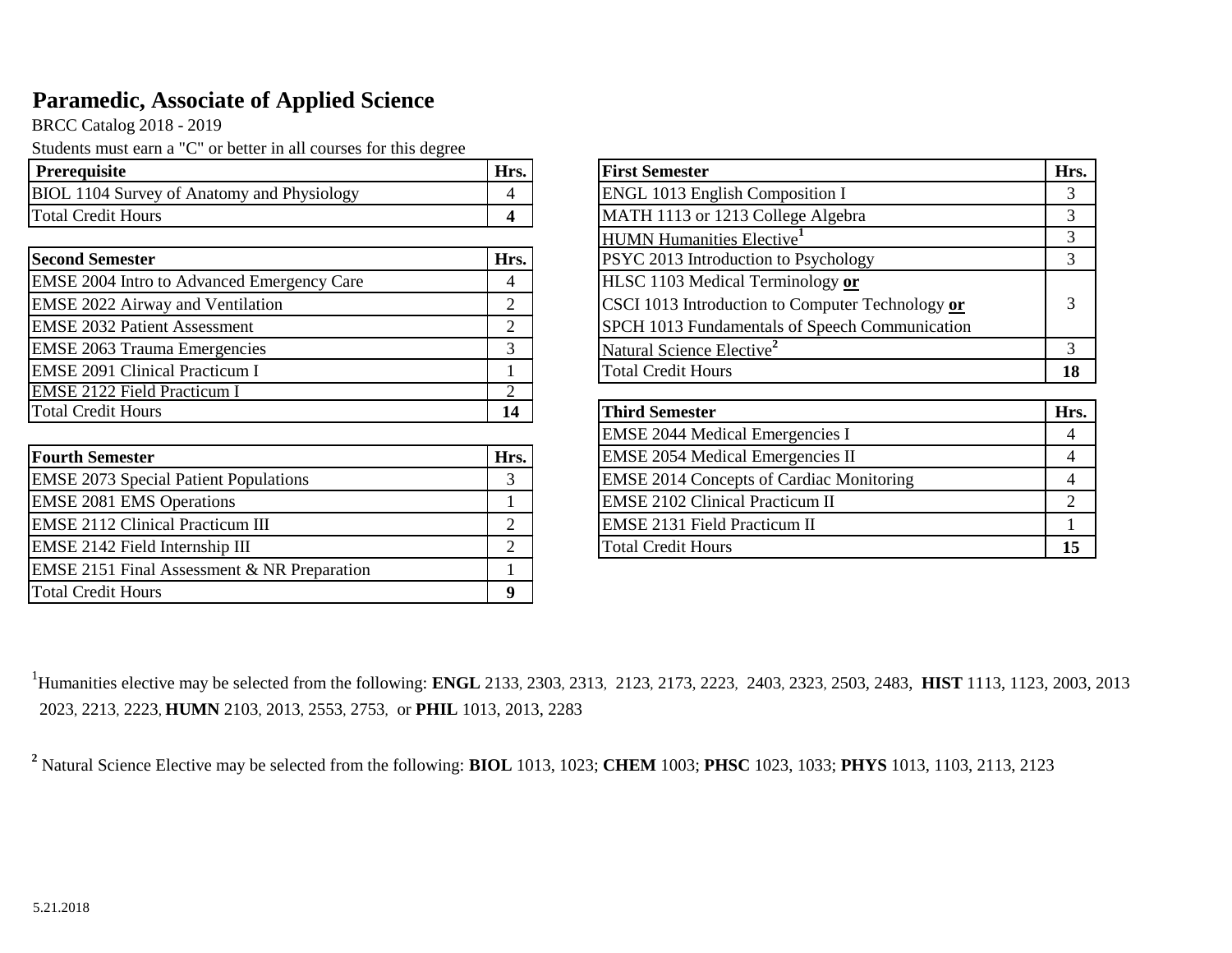# Paramedic, Associate of Applied Science

BRCC Catalog 2018 - 2019

Students must earn a "C" or better in all courses for this degree

| Prerequisite | Hrs. |
|---|---|
| BIOL 1104 Survey of Anatomy and Physiology | 4 |
| Total Credit Hours | **4** |

| First Semester | Hrs. |
|---|---|
| ENGL 1013 English Composition I | 3 |
| MATH 1113 or 1213 College Algebra | 3 |
| HUMN Humanities Elective[1] | 3 |
| PSYC 2013 Introduction to Psychology | 3 |
| HLSC 1103 Medical Terminology **or** CSCI 1013 Introduction to Computer Technology **or** SPCH 1013 Fundamentals of Speech Communication | 3 |
| Natural Science Elective[2] | 3 |
| Total Credit Hours | **18** |

| Second Semester | Hrs. |
|---|---|
| EMSE 2004 Intro to Advanced Emergency Care | 4 |
| EMSE 2022 Airway and Ventilation | 2 |
| EMSE 2032 Patient Assessment | 2 |
| EMSE 2063 Trauma Emergencies | 3 |
| EMSE 2091 Clinical Practicum I | 1 |
| EMSE 2122 Field Practicum I | 2 |
| Total Credit Hours | **14** |

| Third Semester | Hrs. |
|---|---|
| EMSE 2044 Medical Emergencies I | 4 |
| EMSE 2054 Medical Emergencies II | 4 |
| EMSE 2014 Concepts of Cardiac Monitoring | 4 |
| EMSE 2102 Clinical Practicum II | 2 |
| EMSE 2131 Field Practicum II | 1 |
| Total Credit Hours | **15** |

| Fourth Semester | Hrs. |
|---|---|
| EMSE 2073 Special Patient Populations | 3 |
| EMSE 2081 EMS Operations | 1 |
| EMSE 2112 Clinical Practicum III | 2 |
| EMSE 2142 Field Internship III | 2 |
| EMSE 2151 Final Assessment & NR Preparation | 1 |
| Total Credit Hours | **9** |

[1]Humanities elective may be selected from the following: **ENGL** 2133, 2303, 2313, 2123, 2173, 2223, 2403, 2323, 2503, 2483, **HIST** 1113, 1123, 2003, 2013 2023, 2213, 2223, **HUMN** 2103, 2013, 2553, 2753, or **PHIL** 1013, 2013, 2283

[2] Natural Science Elective may be selected from the following: **BIOL** 1013, 1023; **CHEM** 1003; **PHSC** 1023, 1033; **PHYS** 1013, 1103, 2113, 2123

5.21.2018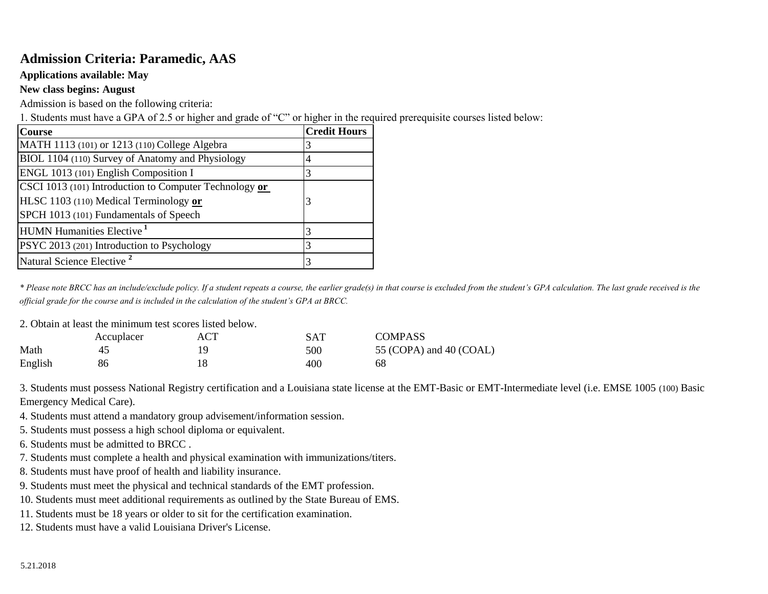# Admission Criteria: Paramedic, AAS

**Applications available: May**

**New class begins: August**

Admission is based on the following criteria:

1. Students must have a GPA of 2.5 or higher and grade of "C" or higher in the required prerequisite courses listed below:

| Course | Credit Hours |
|---|---|
| MATH 1113 (101) or 1213 (110) College Algebra | 3 |
| BIOL 1104 (110) Survey of Anatomy and Physiology | 4 |
| ENGL 1013 (101) English Composition I | 3 |
| CSCI 1013 (101) Introduction to Computer Technology **or** HLSC 1103 (110) Medical Terminology **or** SPCH 1013 (101) Fundamentals of Speech | 3 |
| HUMN Humanities Elective [1] | 3 |
| PSYC 2013 (201) Introduction to Psychology | 3 |
| Natural Science Elective [2] | 3 |

*\* Please note BRCC has an include/exclude policy. If a student repeats a course, the earlier grade(s) in that course is excluded from the student's GPA calculation. The last grade received is the official grade for the course and is included in the calculation of the student's GPA at BRCC.*

2. Obtain at least the minimum test scores listed below.

| | Accuplacer | ACT | SAT | COMPASS |
|---|---|---|---|---|
| Math | 45 | 19 | 500 | 55 (COPA) and 40 (COAL) |
| English | 86 | 18 | 400 | 68 |

3. Students must possess National Registry certification and a Louisiana state license at the EMT-Basic or EMT-Intermediate level (i.e. EMSE 1005 (100) Basic Emergency Medical Care).
4. Students must attend a mandatory group advisement/information session.
5. Students must possess a high school diploma or equivalent.
6. Students must be admitted to BRCC .
7. Students must complete a health and physical examination with immunizations/titers.
8. Students must have proof of health and liability insurance.
9. Students must meet the physical and technical standards of the EMT profession.
10. Students must meet additional requirements as outlined by the State Bureau of EMS.
11. Students must be 18 years or older to sit for the certification examination.
12. Students must have a valid Louisiana Driver's License.

5.21.2018